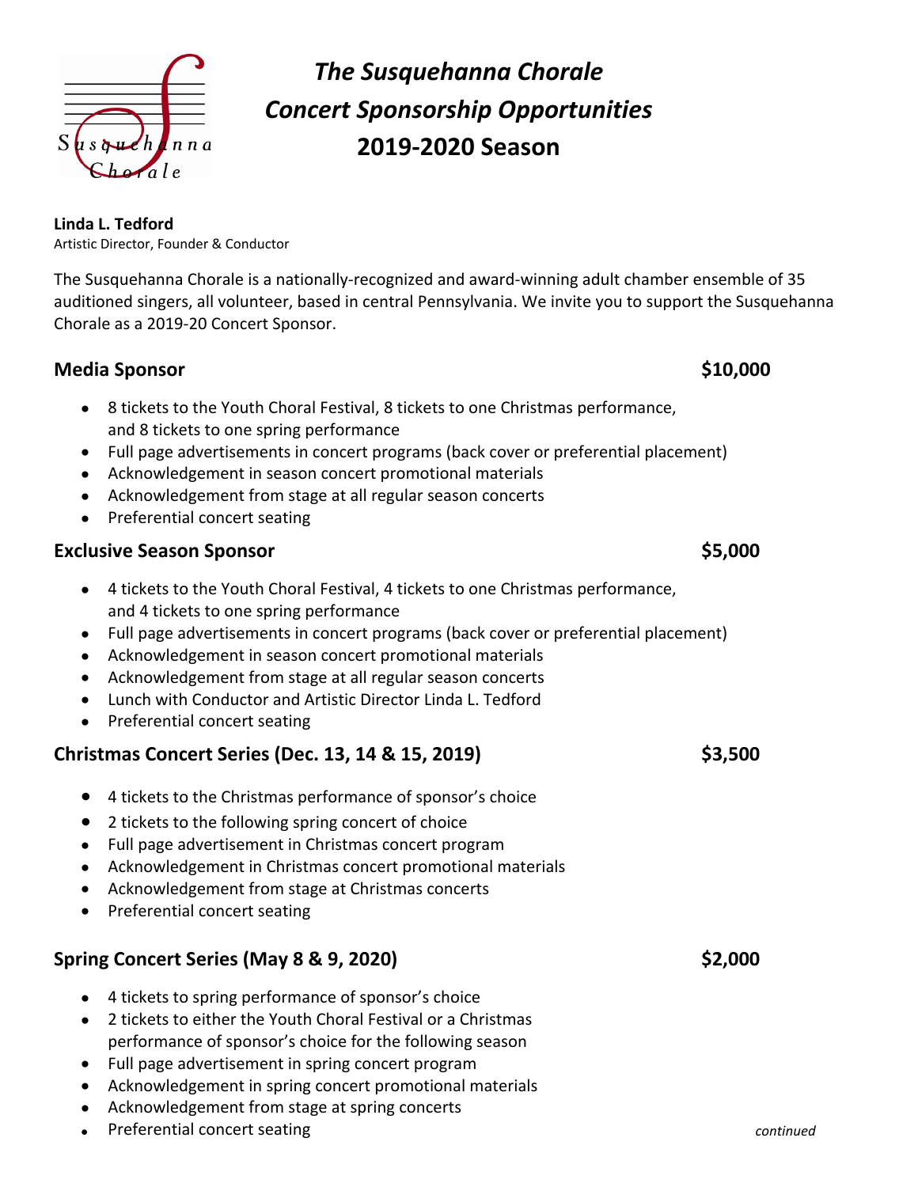# The Susquehanna Chorale Concert Sponsorship Opportunities 2019-2020 Season

**Linda L. Tedford**
Artistic Director, Founder & Conductor

The Susquehanna Chorale is a nationally-recognized and award-winning adult chamber ensemble of 35 auditioned singers, all volunteer, based in central Pennsylvania. We invite you to support the Susquehanna Chorale as a 2019-20 Concert Sponsor.

## Media Sponsor — $10,000

- 8 tickets to the Youth Choral Festival, 8 tickets to one Christmas performance, and 8 tickets to one spring performance
- Full page advertisements in concert programs (back cover or preferential placement)
- Acknowledgement in season concert promotional materials
- Acknowledgement from stage at all regular season concerts
- Preferential concert seating

## Exclusive Season Sponsor — $5,000

- 4 tickets to the Youth Choral Festival, 4 tickets to one Christmas performance, and 4 tickets to one spring performance
- Full page advertisements in concert programs (back cover or preferential placement)
- Acknowledgement in season concert promotional materials
- Acknowledgement from stage at all regular season concerts
- Lunch with Conductor and Artistic Director Linda L. Tedford
- Preferential concert seating

## Christmas Concert Series (Dec. 13, 14 & 15, 2019) — $3,500

- 4 tickets to the Christmas performance of sponsor's choice
- 2 tickets to the following spring concert of choice
- Full page advertisement in Christmas concert program
- Acknowledgement in Christmas concert promotional materials
- Acknowledgement from stage at Christmas concerts
- Preferential concert seating

## Spring Concert Series (May 8 & 9, 2020) — $2,000

- 4 tickets to spring performance of sponsor's choice
- 2 tickets to either the Youth Choral Festival or a Christmas performance of sponsor's choice for the following season
- Full page advertisement in spring concert program
- Acknowledgement in spring concert promotional materials
- Acknowledgement from stage at spring concerts
- Preferential concert seating

*continued*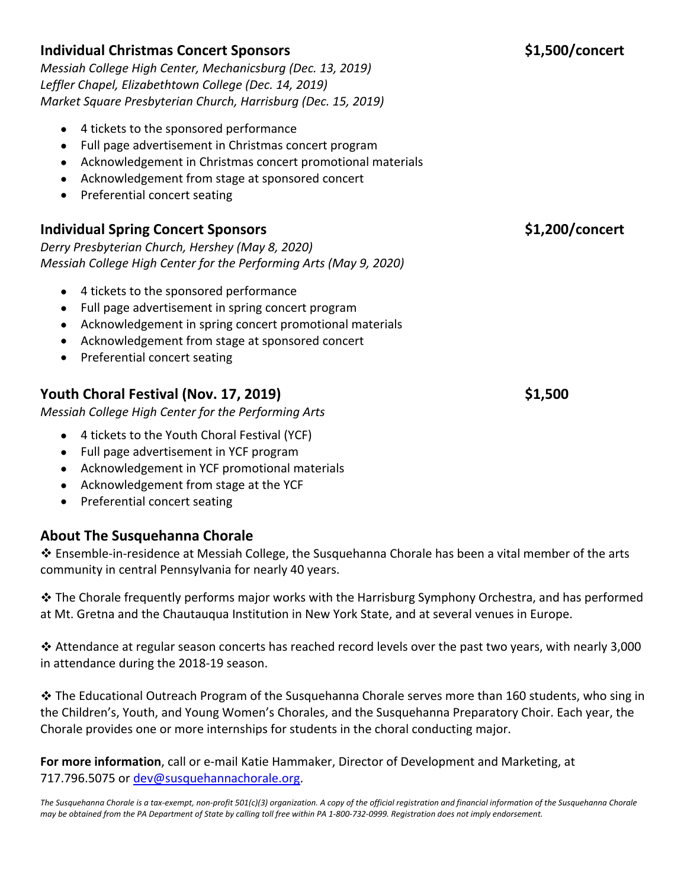### Individual Christmas Concert Sponsors — $1,500/concert

*Messiah College High Center, Mechanicsburg (Dec. 13, 2019)*
*Leffler Chapel, Elizabethtown College (Dec. 14, 2019)*
*Market Square Presbyterian Church, Harrisburg (Dec. 15, 2019)*

- 4 tickets to the sponsored performance
- Full page advertisement in Christmas concert program
- Acknowledgement in Christmas concert promotional materials
- Acknowledgement from stage at sponsored concert
- Preferential concert seating

### Individual Spring Concert Sponsors — $1,200/concert

*Derry Presbyterian Church, Hershey (May 8, 2020)*
*Messiah College High Center for the Performing Arts (May 9, 2020)*

- 4 tickets to the sponsored performance
- Full page advertisement in spring concert program
- Acknowledgement in spring concert promotional materials
- Acknowledgement from stage at sponsored concert
- Preferential concert seating

### Youth Choral Festival (Nov. 17, 2019) — $1,500

*Messiah College High Center for the Performing Arts*

- 4 tickets to the Youth Choral Festival (YCF)
- Full page advertisement in YCF program
- Acknowledgement in YCF promotional materials
- Acknowledgement from stage at the YCF
- Preferential concert seating

### About The Susquehanna Chorale

❖ Ensemble-in-residence at Messiah College, the Susquehanna Chorale has been a vital member of the arts community in central Pennsylvania for nearly 40 years.

❖ The Chorale frequently performs major works with the Harrisburg Symphony Orchestra, and has performed at Mt. Gretna and the Chautauqua Institution in New York State, and at several venues in Europe.

❖ Attendance at regular season concerts has reached record levels over the past two years, with nearly 3,000 in attendance during the 2018-19 season.

❖ The Educational Outreach Program of the Susquehanna Chorale serves more than 160 students, who sing in the Children's, Youth, and Young Women's Chorales, and the Susquehanna Preparatory Choir. Each year, the Chorale provides one or more internships for students in the choral conducting major.

**For more information**, call or e-mail Katie Hammaker, Director of Development and Marketing, at 717.796.5075 or dev@susquehannachorale.org.

*The Susquehanna Chorale is a tax-exempt, non-profit 501(c)(3) organization. A copy of the official registration and financial information of the Susquehanna Chorale may be obtained from the PA Department of State by calling toll free within PA 1-800-732-0999. Registration does not imply endorsement.*